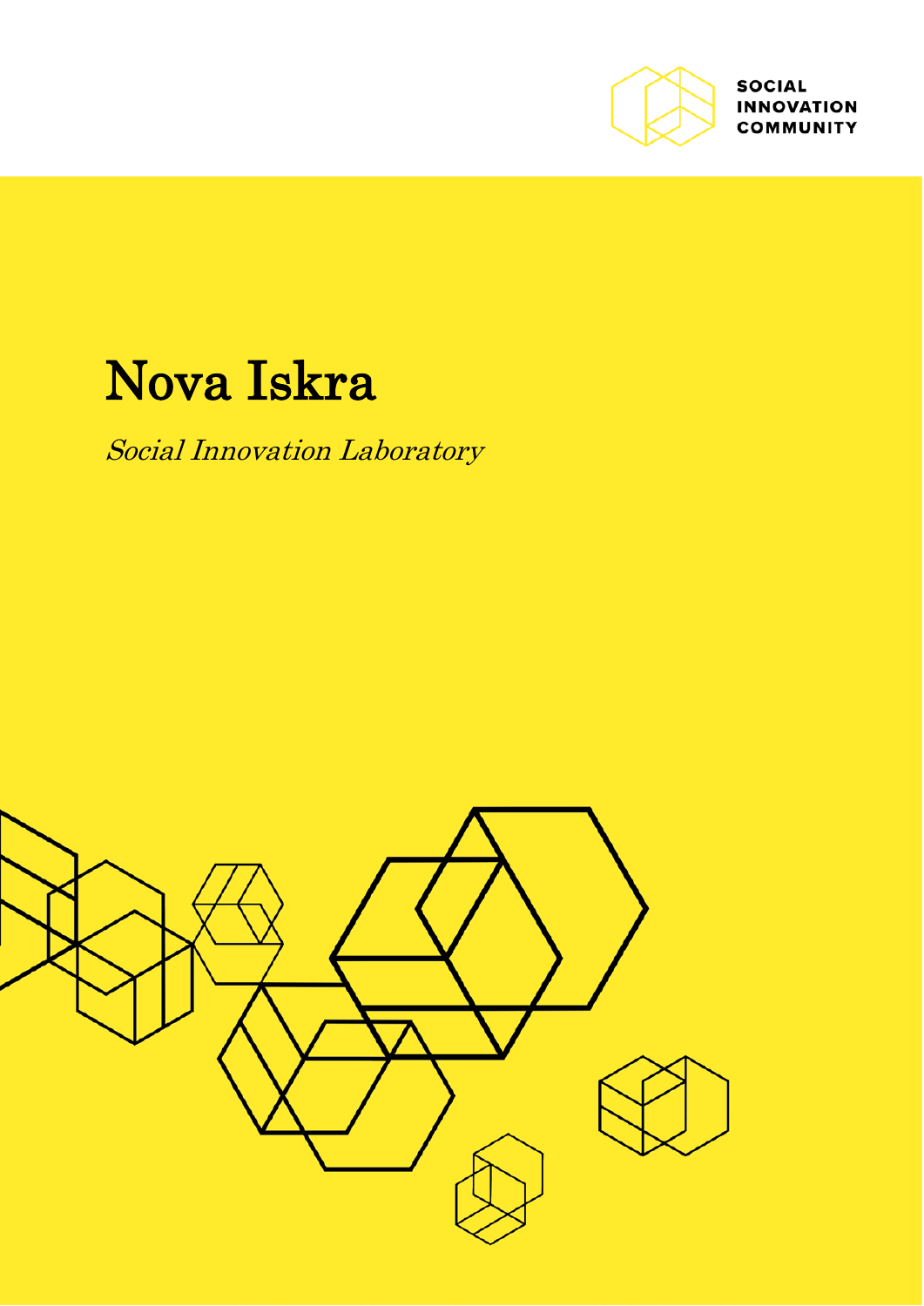SOCIAL
INNOVATION
COMMUNITY

# Nova Iskra

*Social Innovation Laboratory*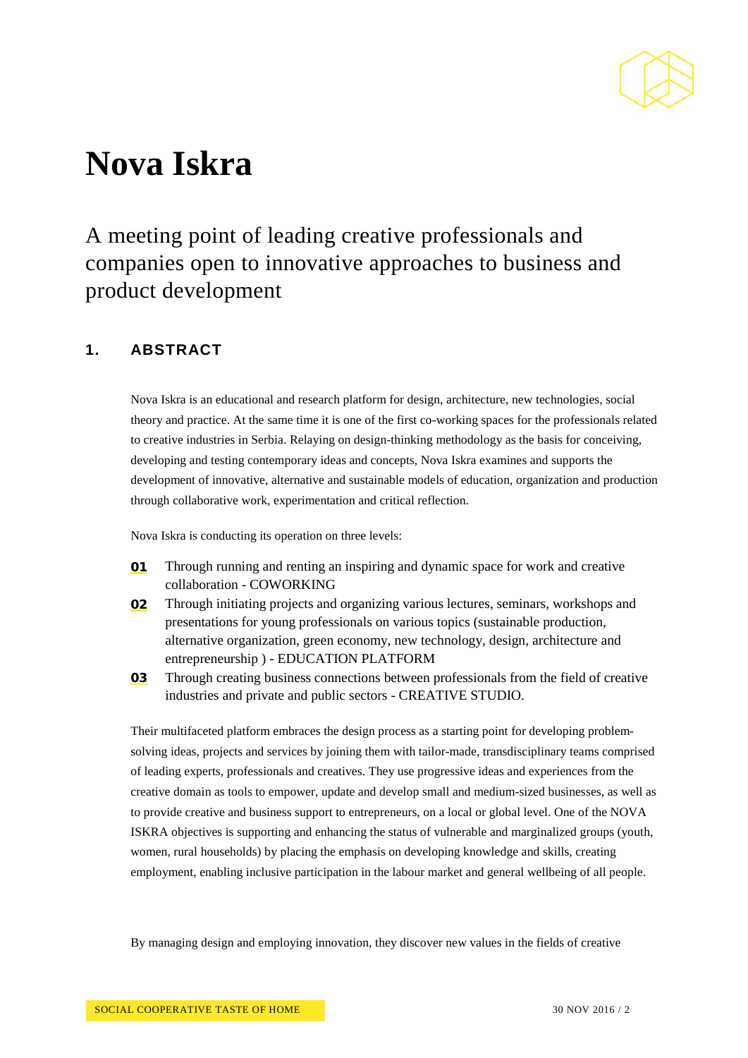# Nova Iskra

## A meeting point of leading creative professionals and companies open to innovative approaches to business and product development

### 1. ABSTRACT

Nova Iskra is an educational and research platform for design, architecture, new technologies, social theory and practice. At the same time it is one of the first co-working spaces for the professionals related to creative industries in Serbia. Relaying on design-thinking methodology as the basis for conceiving, developing and testing contemporary ideas and concepts, Nova Iskra examines and supports the development of innovative, alternative and sustainable models of education, organization and production through collaborative work, experimentation and critical reflection.

Nova Iskra is conducting its operation on three levels:

**01** Through running and renting an inspiring and dynamic space for work and creative collaboration - COWORKING

**02** Through initiating projects and organizing various lectures, seminars, workshops and presentations for young professionals on various topics (sustainable production, alternative organization, green economy, new technology, design, architecture and entrepreneurship ) - EDUCATION PLATFORM

**03** Through creating business connections between professionals from the field of creative industries and private and public sectors - CREATIVE STUDIO.

Their multifaceted platform embraces the design process as a starting point for developing problem-solving ideas, projects and services by joining them with tailor-made, transdisciplinary teams comprised of leading experts, professionals and creatives. They use progressive ideas and experiences from the creative domain as tools to empower, update and develop small and medium-sized businesses, as well as to provide creative and business support to entrepreneurs, on a local or global level. One of the NOVA ISKRA objectives is supporting and enhancing the status of vulnerable and marginalized groups (youth, women, rural households) by placing the emphasis on developing knowledge and skills, creating employment, enabling inclusive participation in the labour market and general wellbeing of all people.

By managing design and employing innovation, they discover new values in the fields of creative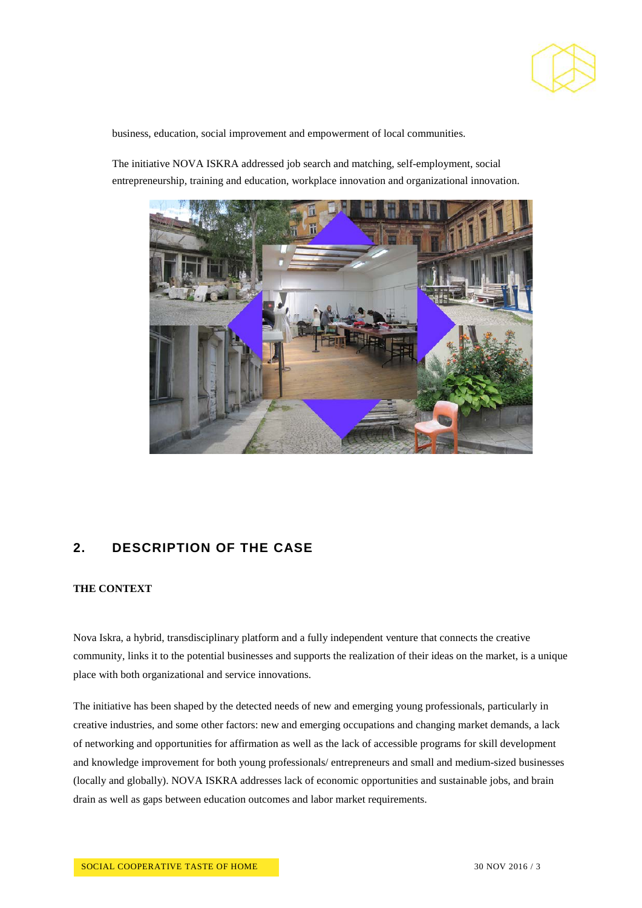business, education, social improvement and empowerment of local communities.

The initiative NOVA ISKRA addressed job search and matching, self-employment, social entrepreneurship, training and education, workplace innovation and organizational innovation.

## 2. DESCRIPTION OF THE CASE

### THE CONTEXT

Nova Iskra, a hybrid, transdisciplinary platform and a fully independent venture that connects the creative community, links it to the potential businesses and supports the realization of their ideas on the market, is a unique place with both organizational and service innovations.

The initiative has been shaped by the detected needs of new and emerging young professionals, particularly in creative industries, and some other factors: new and emerging occupations and changing market demands, a lack of networking and opportunities for affirmation as well as the lack of accessible programs for skill development and knowledge improvement for both young professionals/ entrepreneurs and small and medium-sized businesses (locally and globally). NOVA ISKRA addresses lack of economic opportunities and sustainable jobs, and brain drain as well as gaps between education outcomes and labor market requirements.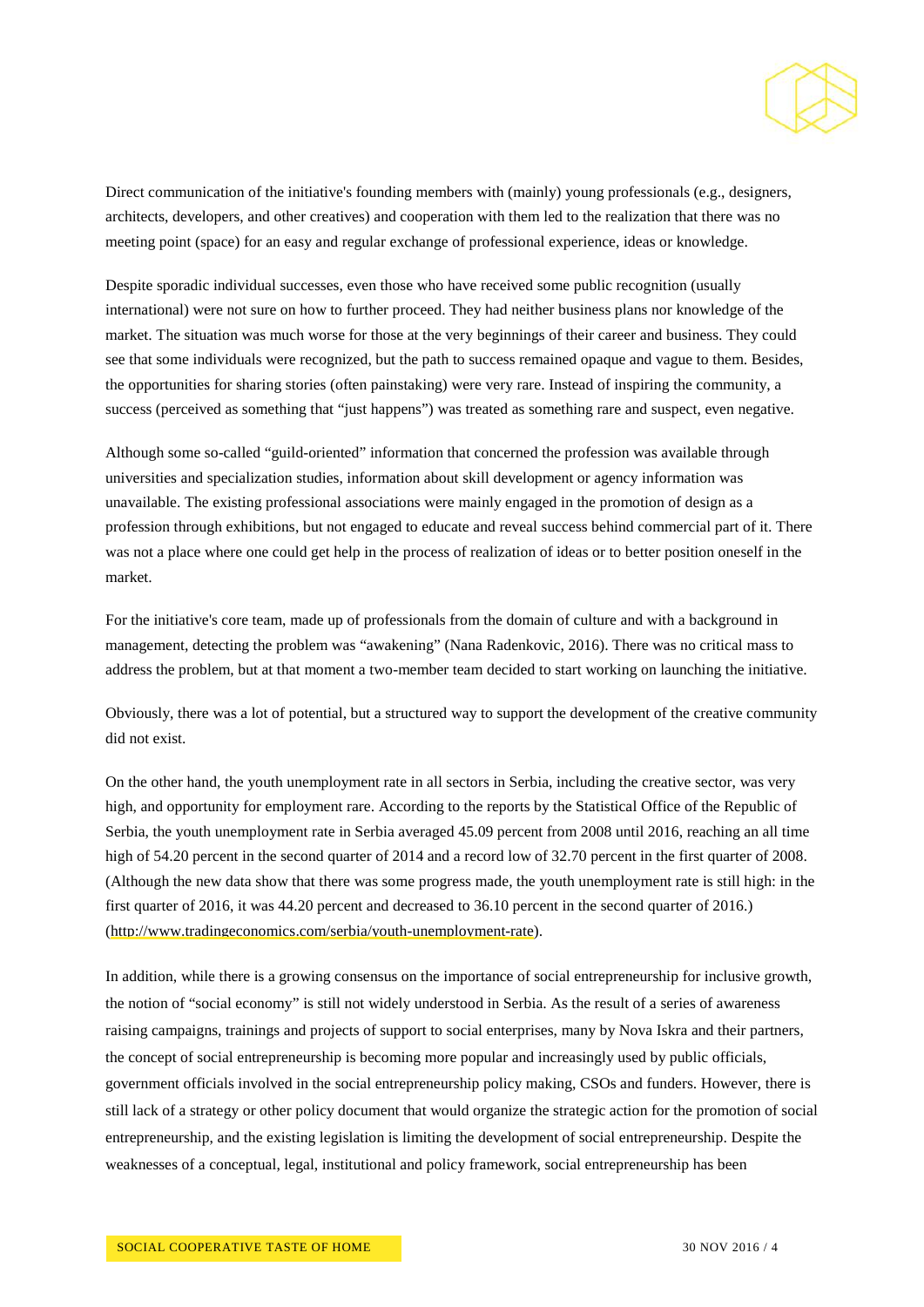Direct communication of the initiative's founding members with (mainly) young professionals (e.g., designers, architects, developers, and other creatives) and cooperation with them led to the realization that there was no meeting point (space) for an easy and regular exchange of professional experience, ideas or knowledge.

Despite sporadic individual successes, even those who have received some public recognition (usually international) were not sure on how to further proceed. They had neither business plans nor knowledge of the market. The situation was much worse for those at the very beginnings of their career and business. They could see that some individuals were recognized, but the path to success remained opaque and vague to them. Besides, the opportunities for sharing stories (often painstaking) were very rare. Instead of inspiring the community, a success (perceived as something that "just happens") was treated as something rare and suspect, even negative.

Although some so-called "guild-oriented" information that concerned the profession was available through universities and specialization studies, information about skill development or agency information was unavailable. The existing professional associations were mainly engaged in the promotion of design as a profession through exhibitions, but not engaged to educate and reveal success behind commercial part of it. There was not a place where one could get help in the process of realization of ideas or to better position oneself in the market.

For the initiative's core team, made up of professionals from the domain of culture and with a background in management, detecting the problem was "awakening" (Nana Radenkovic, 2016). There was no critical mass to address the problem, but at that moment a two-member team decided to start working on launching the initiative.

Obviously, there was a lot of potential, but a structured way to support the development of the creative community did not exist.

On the other hand, the youth unemployment rate in all sectors in Serbia, including the creative sector, was very high, and opportunity for employment rare. According to the reports by the Statistical Office of the Republic of Serbia, the youth unemployment rate in Serbia averaged 45.09 percent from 2008 until 2016, reaching an all time high of 54.20 percent in the second quarter of 2014 and a record low of 32.70 percent in the first quarter of 2008. (Although the new data show that there was some progress made, the youth unemployment rate is still high: in the first quarter of 2016, it was 44.20 percent and decreased to 36.10 percent in the second quarter of 2016.) (http://www.tradingeconomics.com/serbia/youth-unemployment-rate).

In addition, while there is a growing consensus on the importance of social entrepreneurship for inclusive growth, the notion of "social economy" is still not widely understood in Serbia. As the result of a series of awareness raising campaigns, trainings and projects of support to social enterprises, many by Nova Iskra and their partners, the concept of social entrepreneurship is becoming more popular and increasingly used by public officials, government officials involved in the social entrepreneurship policy making, CSOs and funders. However, there is still lack of a strategy or other policy document that would organize the strategic action for the promotion of social entrepreneurship, and the existing legislation is limiting the development of social entrepreneurship. Despite the weaknesses of a conceptual, legal, institutional and policy framework, social entrepreneurship has been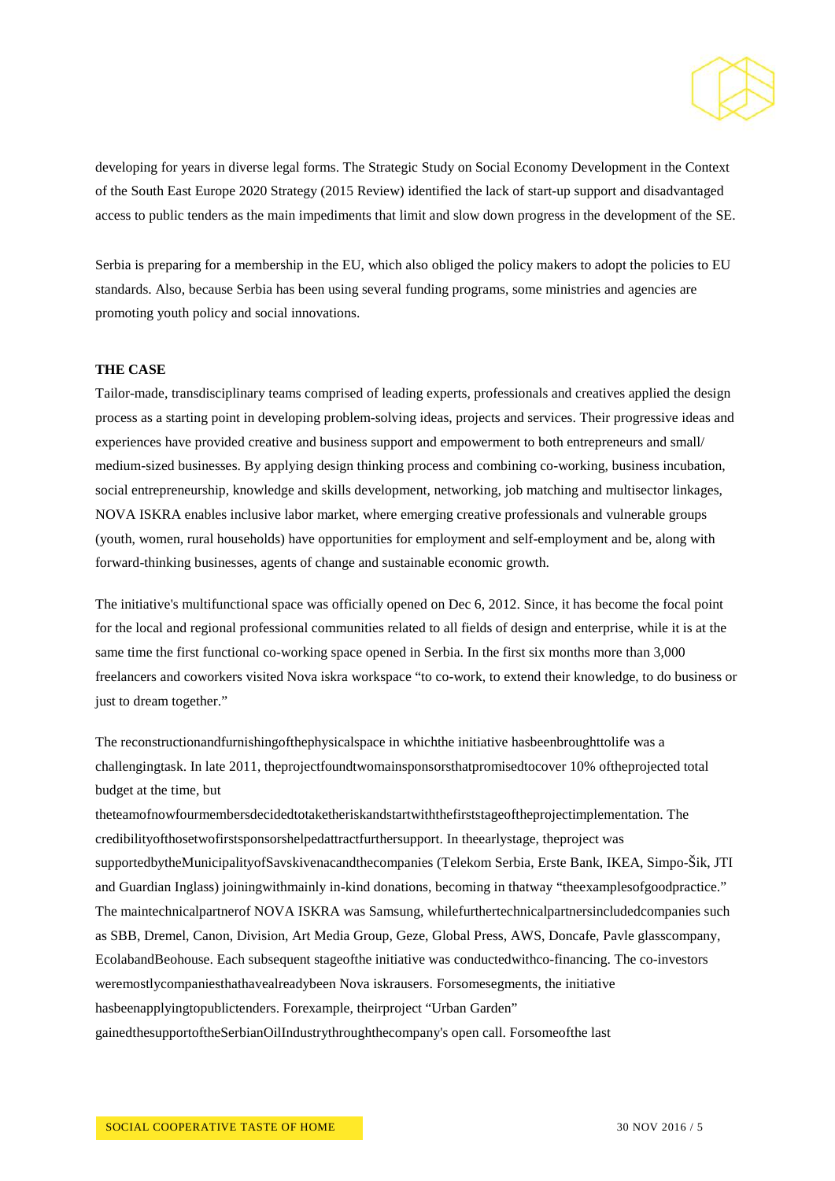developing for years in diverse legal forms. The Strategic Study on Social Economy Development in the Context of the South East Europe 2020 Strategy (2015 Review) identified the lack of start-up support and disadvantaged access to public tenders as the main impediments that limit and slow down progress in the development of the SE.

Serbia is preparing for a membership in the EU, which also obliged the policy makers to adopt the policies to EU standards. Also, because Serbia has been using several funding programs, some ministries and agencies are promoting youth policy and social innovations.

**THE CASE**

Tailor-made, transdisciplinary teams comprised of leading experts, professionals and creatives applied the design process as a starting point in developing problem-solving ideas, projects and services. Their progressive ideas and experiences have provided creative and business support and empowerment to both entrepreneurs and small/ medium-sized businesses. By applying design thinking process and combining co-working, business incubation, social entrepreneurship, knowledge and skills development, networking, job matching and multisector linkages, NOVA ISKRA enables inclusive labor market, where emerging creative professionals and vulnerable groups (youth, women, rural households) have opportunities for employment and self-employment and be, along with forward-thinking businesses, agents of change and sustainable economic growth.

The initiative's multifunctional space was officially opened on Dec 6, 2012. Since, it has become the focal point for the local and regional professional communities related to all fields of design and enterprise, while it is at the same time the first functional co-working space opened in Serbia. In the first six months more than 3,000 freelancers and coworkers visited Nova iskra workspace "to co-work, to extend their knowledge, to do business or just to dream together."

The reconstructionandfurnishingofthephysicalspace in whichthe initiative hasbeenbroughttolife was a challengingtask. In late 2011, theprojectfoundtwomainsponsorsthatpromisedtocover 10% oftheprojected total budget at the time, but theteamofnowfourmembersdecidedtotaketheriskandstartwiththefirststageoftheprojectimplementation. The credibilityofthosetwofirstsponsorshelpedattractfurthersupport. In theearlystage, theproject was supportedbytheMunicipalityofSavskivenacandthecompanies (Telekom Serbia, Erste Bank, IKEA, Simpo-Šik, JTI and Guardian Inglass) joiningwithmainly in-kind donations, becoming in thatway "theexamplesofgoodpractice." The maintechnicalpartnerof NOVA ISKRA was Samsung, whilefurthertechnicalpartnersincludedcompanies such as SBB, Dremel, Canon, Division, Art Media Group, Geze, Global Press, AWS, Doncafe, Pavle glasscompany, EcolabandBeohouse. Each subsequent stageofthe initiative was conductedwithco-financing. The co-investors weremostlycompaniesthathavealreadybeen Nova iskrausers. Forsomesegments, the initiative hasbeenapplyingtopublictenders. Forexample, theirproject "Urban Garden" gainedthesupportoftheSerbianOilIndustrythroughthecompany's open call. Forsomeofthe last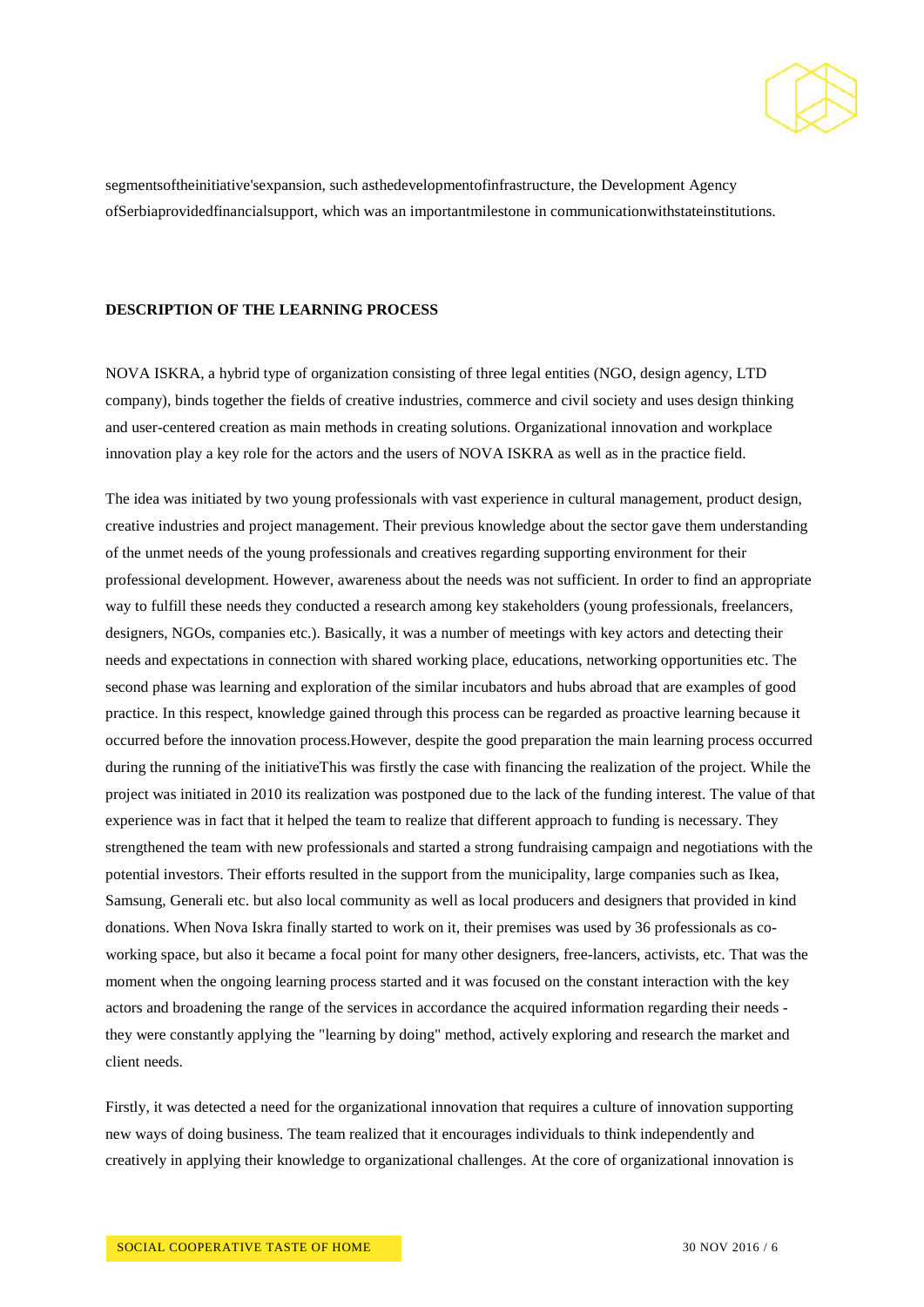segmentsoftheinitiative'sexpansion, such asthedevelopmentofinfrastructure, the Development Agency ofSerbiaprovidedfinancialsupport, which was an importantmilestone in communicationwithstateinstitutions.

**DESCRIPTION OF THE LEARNING PROCESS**

NOVA ISKRA, a hybrid type of organization consisting of three legal entities (NGO, design agency, LTD company), binds together the fields of creative industries, commerce and civil society and uses design thinking and user-centered creation as main methods in creating solutions. Organizational innovation and workplace innovation play a key role for the actors and the users of NOVA ISKRA as well as in the practice field.

The idea was initiated by two young professionals with vast experience in cultural management, product design, creative industries and project management. Their previous knowledge about the sector gave them understanding of the unmet needs of the young professionals and creatives regarding supporting environment for their professional development. However, awareness about the needs was not sufficient. In order to find an appropriate way to fulfill these needs they conducted a research among key stakeholders (young professionals, freelancers, designers, NGOs, companies etc.). Basically, it was a number of meetings with key actors and detecting their needs and expectations in connection with shared working place, educations, networking opportunities etc. The second phase was learning and exploration of the similar incubators and hubs abroad that are examples of good practice. In this respect, knowledge gained through this process can be regarded as proactive learning because it occurred before the innovation process.However, despite the good preparation the main learning process occurred during the running of the initiativeThis was firstly the case with financing the realization of the project. While the project was initiated in 2010 its realization was postponed due to the lack of the funding interest. The value of that experience was in fact that it helped the team to realize that different approach to funding is necessary. They strengthened the team with new professionals and started a strong fundraising campaign and negotiations with the potential investors. Their efforts resulted in the support from the municipality, large companies such as Ikea, Samsung, Generali etc. but also local community as well as local producers and designers that provided in kind donations. When Nova Iskra finally started to work on it, their premises was used by 36 professionals as co-working space, but also it became a focal point for many other designers, free-lancers, activists, etc. That was the moment when the ongoing learning process started and it was focused on the constant interaction with the key actors and broadening the range of the services in accordance the acquired information regarding their needs - they were constantly applying the "learning by doing" method, actively exploring and research the market and client needs.

Firstly, it was detected a need for the organizational innovation that requires a culture of innovation supporting new ways of doing business. The team realized that it encourages individuals to think independently and creatively in applying their knowledge to organizational challenges. At the core of organizational innovation is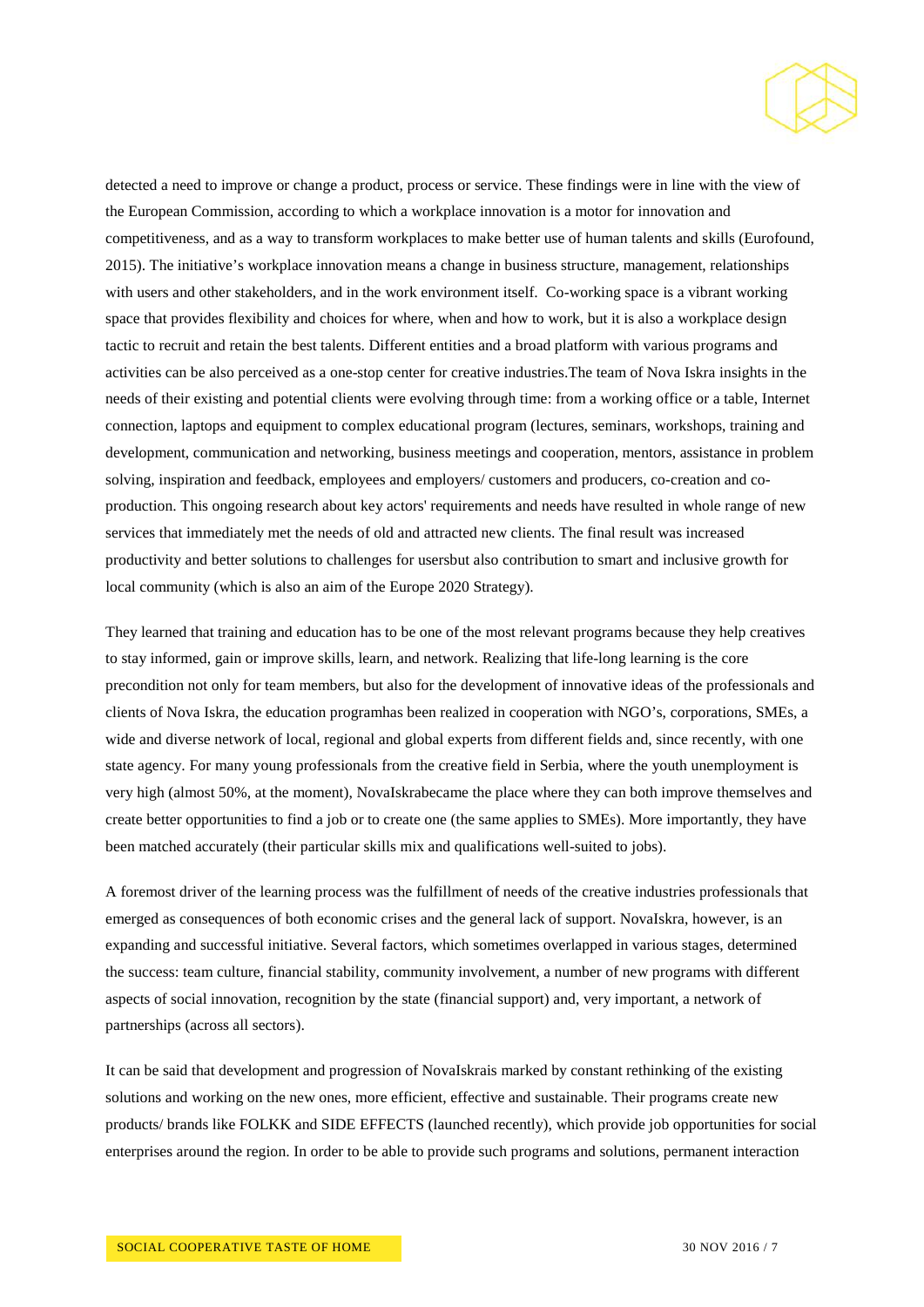detected a need to improve or change a product, process or service. These findings were in line with the view of the European Commission, according to which a workplace innovation is a motor for innovation and competitiveness, and as a way to transform workplaces to make better use of human talents and skills (Eurofound, 2015). The initiative's workplace innovation means a change in business structure, management, relationships with users and other stakeholders, and in the work environment itself. Co-working space is a vibrant working space that provides flexibility and choices for where, when and how to work, but it is also a workplace design tactic to recruit and retain the best talents. Different entities and a broad platform with various programs and activities can be also perceived as a one-stop center for creative industries.The team of Nova Iskra insights in the needs of their existing and potential clients were evolving through time: from a working office or a table, Internet connection, laptops and equipment to complex educational program (lectures, seminars, workshops, training and development, communication and networking, business meetings and cooperation, mentors, assistance in problem solving, inspiration and feedback, employees and employers/ customers and producers, co-creation and co-production. This ongoing research about key actors' requirements and needs have resulted in whole range of new services that immediately met the needs of old and attracted new clients. The final result was increased productivity and better solutions to challenges for usersbut also contribution to smart and inclusive growth for local community (which is also an aim of the Europe 2020 Strategy).

They learned that training and education has to be one of the most relevant programs because they help creatives to stay informed, gain or improve skills, learn, and network. Realizing that life-long learning is the core precondition not only for team members, but also for the development of innovative ideas of the professionals and clients of Nova Iskra, the education programhas been realized in cooperation with NGO's, corporations, SMEs, a wide and diverse network of local, regional and global experts from different fields and, since recently, with one state agency. For many young professionals from the creative field in Serbia, where the youth unemployment is very high (almost 50%, at the moment), NovaIskrabecame the place where they can both improve themselves and create better opportunities to find a job or to create one (the same applies to SMEs). More importantly, they have been matched accurately (their particular skills mix and qualifications well-suited to jobs).

A foremost driver of the learning process was the fulfillment of needs of the creative industries professionals that emerged as consequences of both economic crises and the general lack of support. NovaIskra, however, is an expanding and successful initiative. Several factors, which sometimes overlapped in various stages, determined the success: team culture, financial stability, community involvement, a number of new programs with different aspects of social innovation, recognition by the state (financial support) and, very important, a network of partnerships (across all sectors).

It can be said that development and progression of NovaIskrais marked by constant rethinking of the existing solutions and working on the new ones, more efficient, effective and sustainable. Their programs create new products/ brands like FOLKK and SIDE EFFECTS (launched recently), which provide job opportunities for social enterprises around the region. In order to be able to provide such programs and solutions, permanent interaction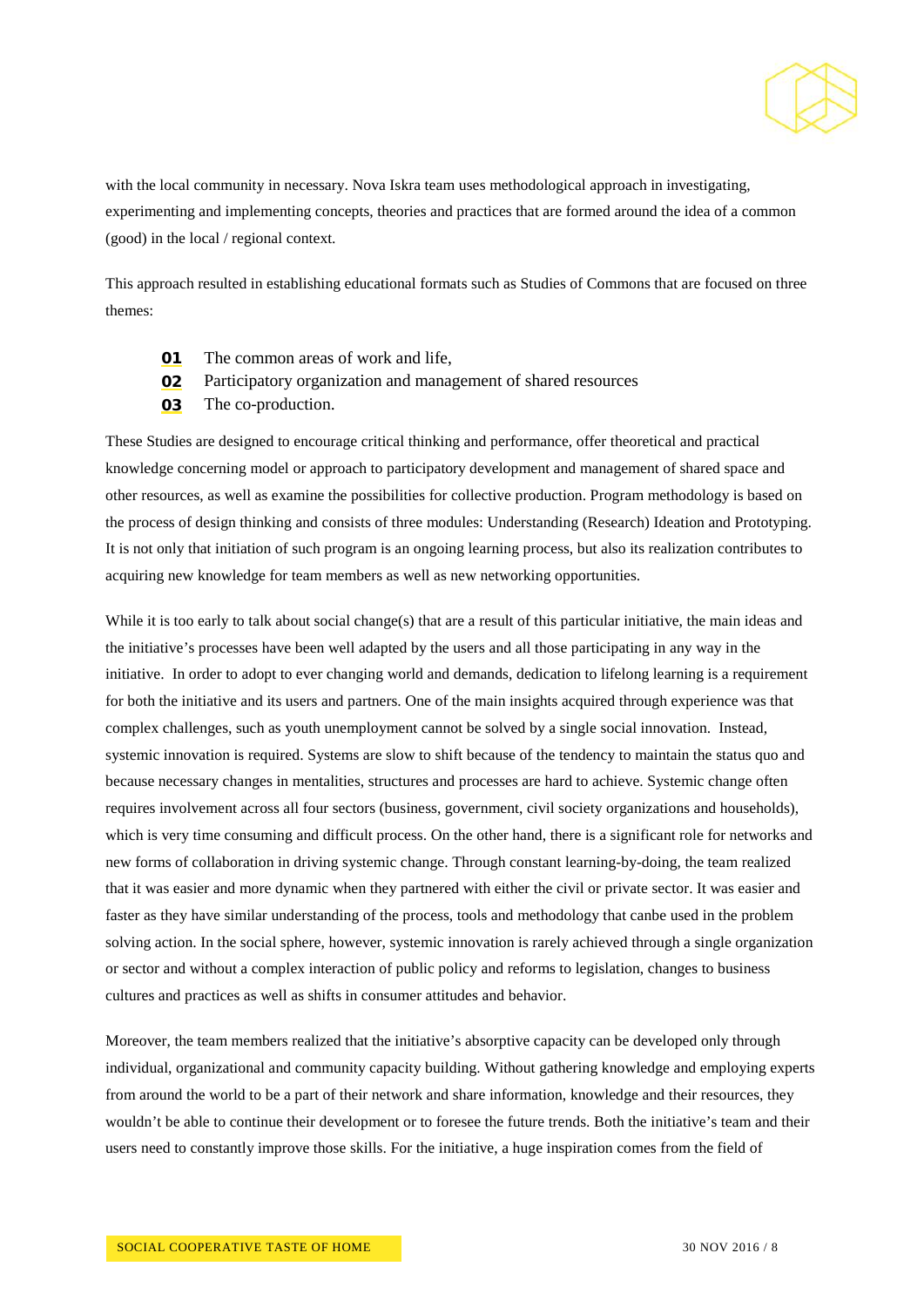with the local community in necessary. Nova Iskra team uses methodological approach in investigating, experimenting and implementing concepts, theories and practices that are formed around the idea of a common (good) in the local / regional context.

This approach resulted in establishing educational formats such as Studies of Commons that are focused on three themes:

**01** The common areas of work and life,
**02** Participatory organization and management of shared resources
**03** The co-production.

These Studies are designed to encourage critical thinking and performance, offer theoretical and practical knowledge concerning model or approach to participatory development and management of shared space and other resources, as well as examine the possibilities for collective production. Program methodology is based on the process of design thinking and consists of three modules: Understanding (Research) Ideation and Prototyping. It is not only that initiation of such program is an ongoing learning process, but also its realization contributes to acquiring new knowledge for team members as well as new networking opportunities.

While it is too early to talk about social change(s) that are a result of this particular initiative, the main ideas and the initiative's processes have been well adapted by the users and all those participating in any way in the initiative. In order to adopt to ever changing world and demands, dedication to lifelong learning is a requirement for both the initiative and its users and partners. One of the main insights acquired through experience was that complex challenges, such as youth unemployment cannot be solved by a single social innovation. Instead, systemic innovation is required. Systems are slow to shift because of the tendency to maintain the status quo and because necessary changes in mentalities, structures and processes are hard to achieve. Systemic change often requires involvement across all four sectors (business, government, civil society organizations and households), which is very time consuming and difficult process. On the other hand, there is a significant role for networks and new forms of collaboration in driving systemic change. Through constant learning-by-doing, the team realized that it was easier and more dynamic when they partnered with either the civil or private sector. It was easier and faster as they have similar understanding of the process, tools and methodology that canbe used in the problem solving action. In the social sphere, however, systemic innovation is rarely achieved through a single organization or sector and without a complex interaction of public policy and reforms to legislation, changes to business cultures and practices as well as shifts in consumer attitudes and behavior.

Moreover, the team members realized that the initiative's absorptive capacity can be developed only through individual, organizational and community capacity building. Without gathering knowledge and employing experts from around the world to be a part of their network and share information, knowledge and their resources, they wouldn't be able to continue their development or to foresee the future trends. Both the initiative's team and their users need to constantly improve those skills. For the initiative, a huge inspiration comes from the field of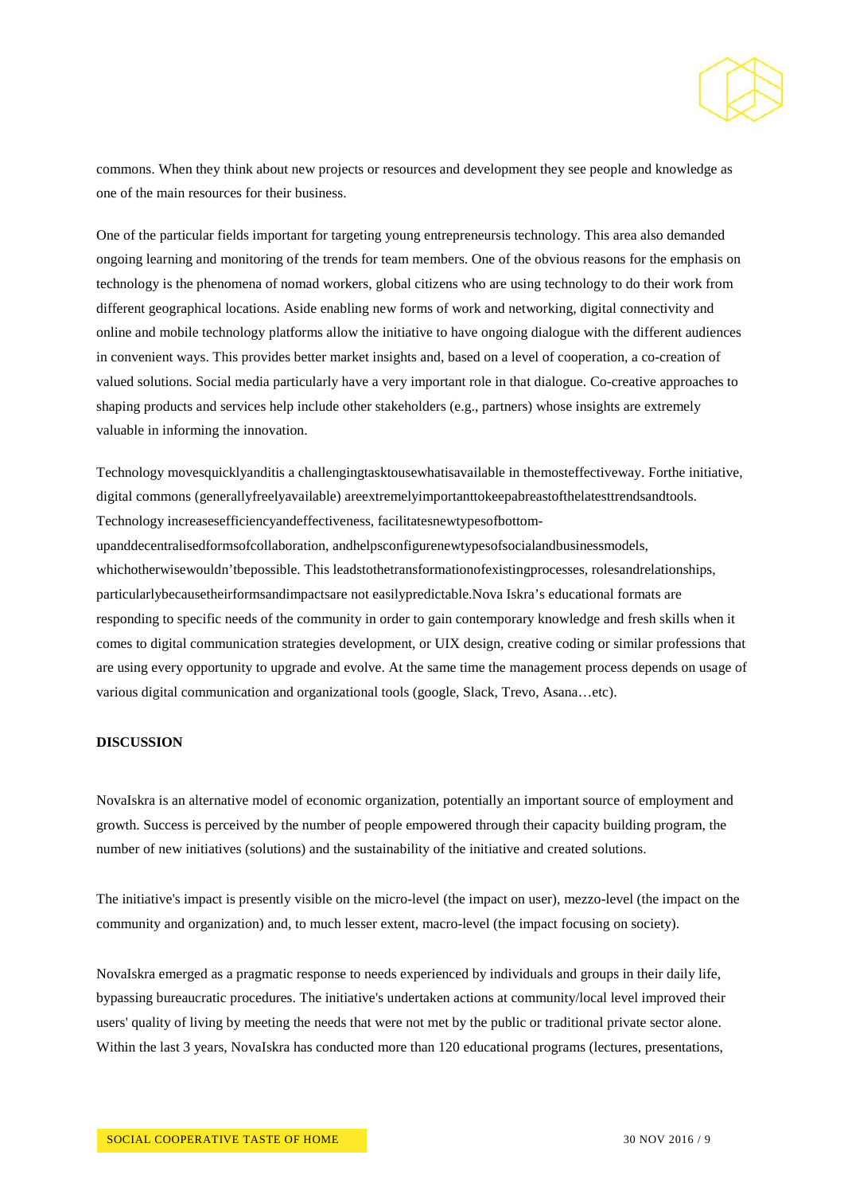commons. When they think about new projects or resources and development they see people and knowledge as one of the main resources for their business.

One of the particular fields important for targeting young entrepreneursis technology. This area also demanded ongoing learning and monitoring of the trends for team members. One of the obvious reasons for the emphasis on technology is the phenomena of nomad workers, global citizens who are using technology to do their work from different geographical locations. Aside enabling new forms of work and networking, digital connectivity and online and mobile technology platforms allow the initiative to have ongoing dialogue with the different audiences in convenient ways. This provides better market insights and, based on a level of cooperation, a co-creation of valued solutions. Social media particularly have a very important role in that dialogue. Co-creative approaches to shaping products and services help include other stakeholders (e.g., partners) whose insights are extremely valuable in informing the innovation.

Technology movesquicklyanditis a challengingtasktousewhatisavailable in themosteffectiveway. Forthe initiative, digital commons (generallyfreelyavailable) areextremelyimportanttokeepabreastofthelatesttrendsandtools. Technology increasesefficiencyandeffectiveness, facilitatesnewtypesofbottom-upanddecentralisedformsofcollaboration, andhelpsconfigurenewtypesofsocialandbusinessmodels, whichotherwisewouldn'tbepossible. This leadstothetransformationofexistingprocesses, rolesandrelationships, particularlybecausetheirformsandimpactsare not easilypredictable.Nova Iskra's educational formats are responding to specific needs of the community in order to gain contemporary knowledge and fresh skills when it comes to digital communication strategies development, or UIX design, creative coding or similar professions that are using every opportunity to upgrade and evolve. At the same time the management process depends on usage of various digital communication and organizational tools (google, Slack, Trevo, Asana…etc).

**DISCUSSION**

NovaIskra is an alternative model of economic organization, potentially an important source of employment and growth. Success is perceived by the number of people empowered through their capacity building program, the number of new initiatives (solutions) and the sustainability of the initiative and created solutions.

The initiative's impact is presently visible on the micro-level (the impact on user), mezzo-level (the impact on the community and organization) and, to much lesser extent, macro-level (the impact focusing on society).

NovaIskra emerged as a pragmatic response to needs experienced by individuals and groups in their daily life, bypassing bureaucratic procedures. The initiative's undertaken actions at community/local level improved their users' quality of living by meeting the needs that were not met by the public or traditional private sector alone. Within the last 3 years, NovaIskra has conducted more than 120 educational programs (lectures, presentations,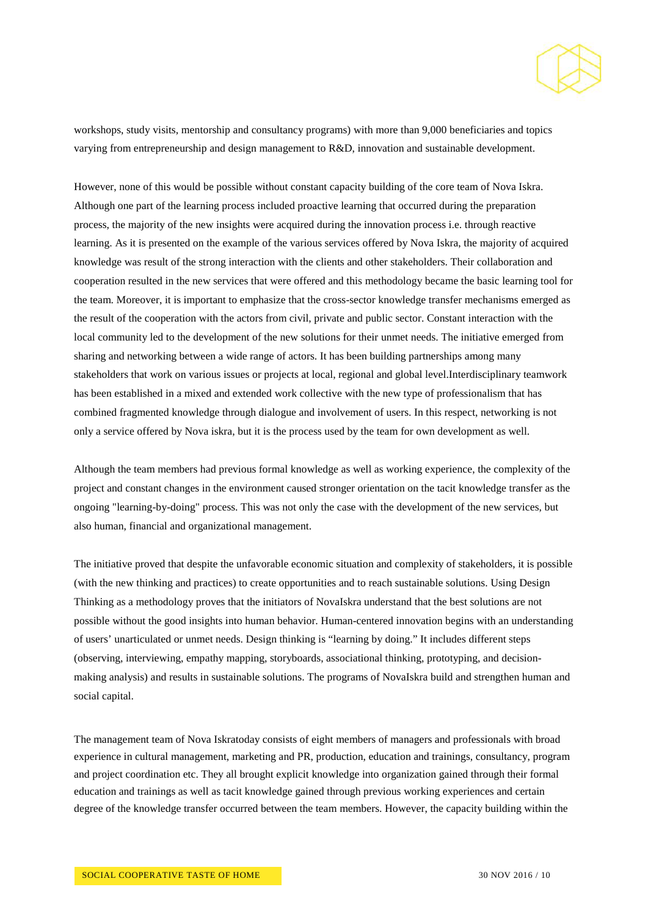workshops, study visits, mentorship and consultancy programs) with more than 9,000 beneficiaries and topics varying from entrepreneurship and design management to R&D, innovation and sustainable development.

However, none of this would be possible without constant capacity building of the core team of Nova Iskra. Although one part of the learning process included proactive learning that occurred during the preparation process, the majority of the new insights were acquired during the innovation process i.e. through reactive learning. As it is presented on the example of the various services offered by Nova Iskra, the majority of acquired knowledge was result of the strong interaction with the clients and other stakeholders. Their collaboration and cooperation resulted in the new services that were offered and this methodology became the basic learning tool for the team. Moreover, it is important to emphasize that the cross-sector knowledge transfer mechanisms emerged as the result of the cooperation with the actors from civil, private and public sector. Constant interaction with the local community led to the development of the new solutions for their unmet needs. The initiative emerged from sharing and networking between a wide range of actors. It has been building partnerships among many stakeholders that work on various issues or projects at local, regional and global level.Interdisciplinary teamwork has been established in a mixed and extended work collective with the new type of professionalism that has combined fragmented knowledge through dialogue and involvement of users. In this respect, networking is not only a service offered by Nova iskra, but it is the process used by the team for own development as well.

Although the team members had previous formal knowledge as well as working experience, the complexity of the project and constant changes in the environment caused stronger orientation on the tacit knowledge transfer as the ongoing "learning-by-doing" process. This was not only the case with the development of the new services, but also human, financial and organizational management.

The initiative proved that despite the unfavorable economic situation and complexity of stakeholders, it is possible (with the new thinking and practices) to create opportunities and to reach sustainable solutions. Using Design Thinking as a methodology proves that the initiators of NovaIskra understand that the best solutions are not possible without the good insights into human behavior. Human-centered innovation begins with an understanding of users' unarticulated or unmet needs. Design thinking is "learning by doing." It includes different steps (observing, interviewing, empathy mapping, storyboards, associational thinking, prototyping, and decision-making analysis) and results in sustainable solutions. The programs of NovaIskra build and strengthen human and social capital.

The management team of Nova Iskratoday consists of eight members of managers and professionals with broad experience in cultural management, marketing and PR, production, education and trainings, consultancy, program and project coordination etc. They all brought explicit knowledge into organization gained through their formal education and trainings as well as tacit knowledge gained through previous working experiences and certain degree of the knowledge transfer occurred between the team members. However, the capacity building within the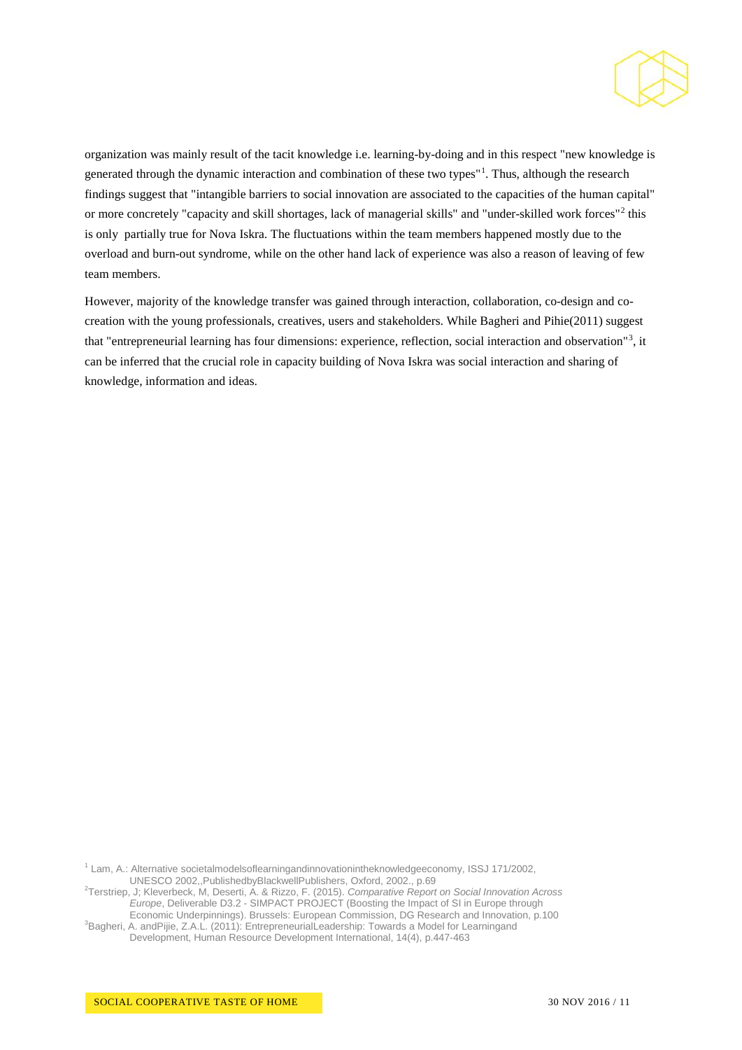organization was mainly result of the tacit knowledge i.e. learning-by-doing and in this respect "new knowledge is generated through the dynamic interaction and combination of these two types"[1]. Thus, although the research findings suggest that "intangible barriers to social innovation are associated to the capacities of the human capital" or more concretely "capacity and skill shortages, lack of managerial skills" and "under-skilled work forces"[2] this is only partially true for Nova Iskra. The fluctuations within the team members happened mostly due to the overload and burn-out syndrome, while on the other hand lack of experience was also a reason of leaving of few team members.

However, majority of the knowledge transfer was gained through interaction, collaboration, co-design and co-creation with the young professionals, creatives, users and stakeholders. While Bagheri and Pihie(2011) suggest that "entrepreneurial learning has four dimensions: experience, reflection, social interaction and observation"[3], it can be inferred that the crucial role in capacity building of Nova Iskra was social interaction and sharing of knowledge, information and ideas.

[1] Lam, A.: Alternative societalmodelsoflearningandinnovationintheknowledgeeconomy, ISSJ 171/2002, UNESCO 2002,,PublishedbyBlackwellPublishers, Oxford, 2002., p.69

[2] Terstriep, J; Kleverbeck, M, Deserti, A. & Rizzo, F. (2015). *Comparative Report on Social Innovation Across Europe*, Deliverable D3.2 - SIMPACT PROJECT (Boosting the Impact of SI in Europe through Economic Underpinnings). Brussels: European Commission, DG Research and Innovation, p.100

[3] Bagheri, A. andPijie, Z.A.L. (2011): EntrepreneurialLeadership: Towards a Model for Learningand Development, Human Resource Development International, 14(4), p.447-463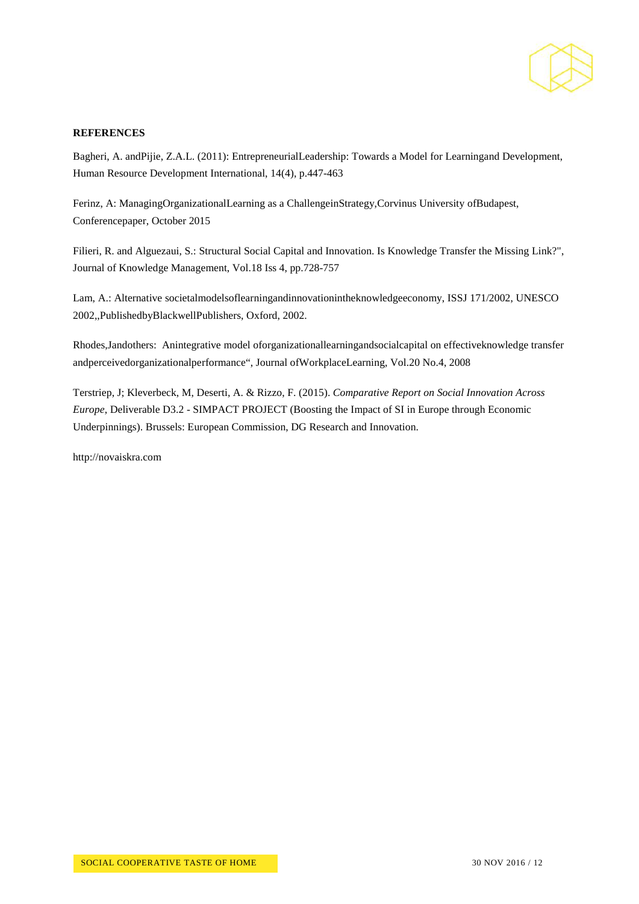**REFERENCES**

Bagheri, A. andPijie, Z.A.L. (2011): EntrepreneurialLeadership: Towards a Model for Learningand Development, Human Resource Development International, 14(4), p.447-463

Ferinz, A: ManagingOrganizationalLearning as a ChallengeinStrategy,Corvinus University ofBudapest, Conferencepaper, October 2015

Filieri, R. and Alguezaui, S.: Structural Social Capital and Innovation. Is Knowledge Transfer the Missing Link?", Journal of Knowledge Management, Vol.18 Iss 4, pp.728-757

Lam, A.: Alternative societalmodelsoflearningandinnovationintheknowledgeeconomy, ISSJ 171/2002, UNESCO 2002,,PublishedbyBlackwellPublishers, Oxford, 2002.

Rhodes,Jandothers: Anintegrative model oforganizationallearningandsocialcapital on effectiveknowledge transfer andperceivedorganizationalperformance“, Journal ofWorkplaceLearning, Vol.20 No.4, 2008

Terstriep, J; Kleverbeck, M, Deserti, A. & Rizzo, F. (2015). *Comparative Report on Social Innovation Across Europe*, Deliverable D3.2 - SIMPACT PROJECT (Boosting the Impact of SI in Europe through Economic Underpinnings). Brussels: European Commission, DG Research and Innovation.

http://novaiskra.com